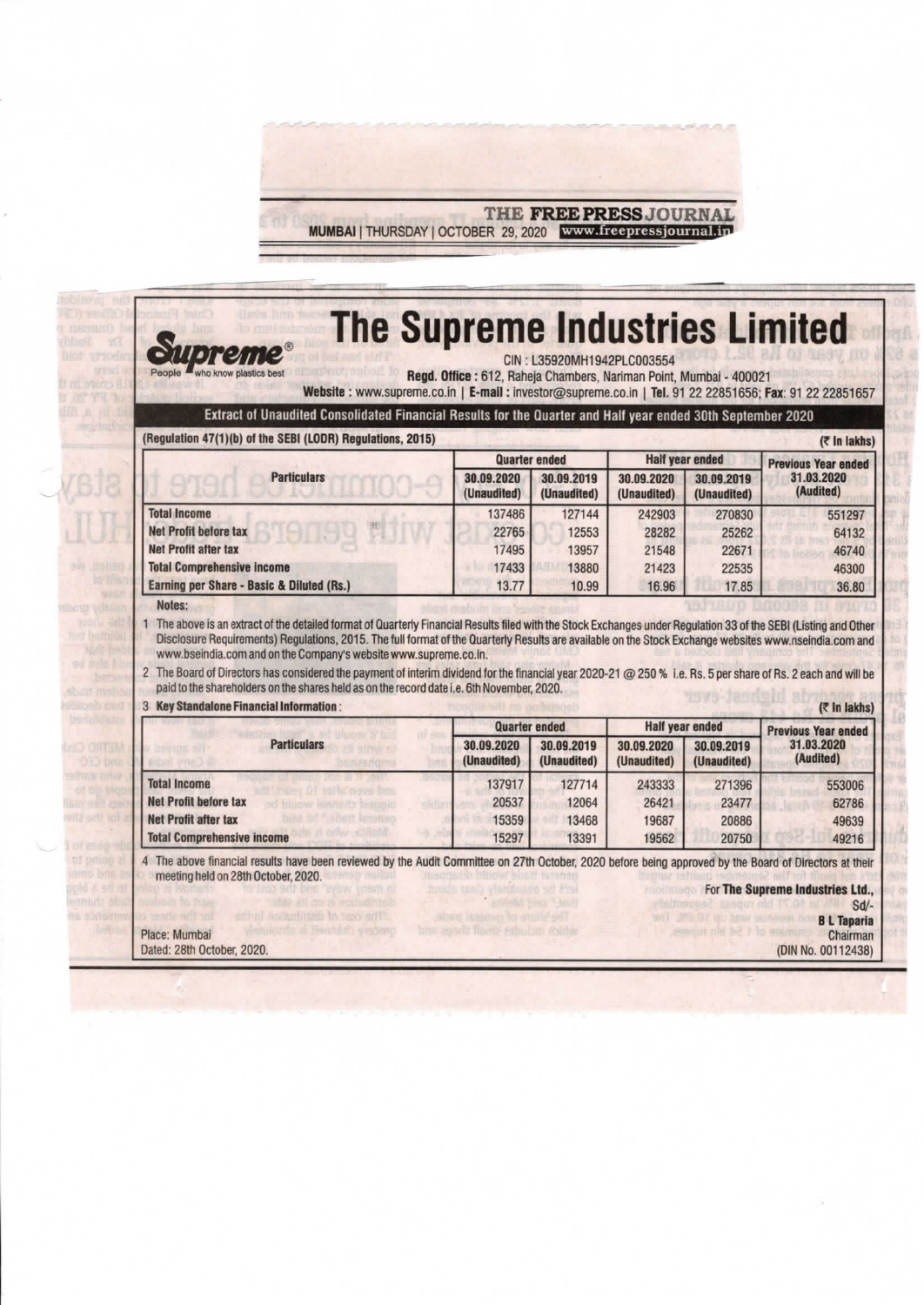THE FREE PRESS JOURNAL
MUMBAI | THURSDAY | OCTOBER 29, 2020 www.freepressjournal.in

# The Supreme Industries Limited

Supreme® People who know plastics best

CIN : L35920MH1942PLC003554

**Regd. Office :** 612, Raheja Chambers, Nariman Point, Mumbai - 400021

**Website :** www.supreme.co.in | **E-mail :** investor@supreme.co.in | **Tel.** 91 22 22851656; **Fax:** 91 22 22851657

## Extract of Unaudited Consolidated Financial Results for the Quarter and Half year ended 30th September 2020

**(Regulation 47(1)(b) of the SEBI (LODR) Regulations, 2015)** (₹ In lakhs)

| Particulars | Quarter ended | | Half year ended | | Previous Year ended |
|---|---|---|---|---|---|
| | 30.09.2020 (Unaudited) | 30.09.2019 (Unaudited) | 30.09.2020 (Unaudited) | 30.09.2019 (Unaudited) | 31.03.2020 (Audited) |
| **Total Income** | 137486 | 127144 | 242903 | 270830 | 551297 |
| **Net Profit before tax** | 22765 | 12553 | 28282 | 25262 | 64132 |
| **Net Profit after tax** | 17495 | 13957 | 21548 | 22671 | 46740 |
| **Total Comprehensive income** | 17433 | 13880 | 21423 | 22535 | 46300 |
| **Earning per Share - Basic & Diluted (Rs.)** | 13.77 | 10.99 | 16.96 | 17.85 | 36.80 |

**Notes:**

1. The above is an extract of the detailed format of Quarterly Financial Results filed with the Stock Exchanges under Regulation 33 of the SEBI (Listing and Other Disclosure Requirements) Regulations, 2015. The full format of the Quarterly Results are available on the Stock Exchange websites www.nseindia.com and www.bseindia.com and on the Company's website www.supreme.co.in.
2. The Board of Directors has considered the payment of interim dividend for the financial year 2020-21 @ 250 % i.e. Rs. 5 per share of Rs. 2 each and will be paid to the shareholders on the shares held as on the record date i.e. 6th November, 2020.
3. **Key Standalone Financial Information :** (₹ In lakhs)

| Particulars | Quarter ended | | Half year ended | | Previous Year ended |
|---|---|---|---|---|---|
| | 30.09.2020 (Unaudited) | 30.09.2019 (Unaudited) | 30.09.2020 (Unaudited) | 30.09.2019 (Unaudited) | 31.03.2020 (Audited) |
| **Total Income** | 137917 | 127714 | 243333 | 271396 | 553006 |
| **Net Profit before tax** | 20537 | 12064 | 26421 | 23477 | 62786 |
| **Net Profit after tax** | 15359 | 13468 | 19687 | 20886 | 49639 |
| **Total Comprehensive income** | 15297 | 13391 | 19562 | 20750 | 49216 |

4. The above financial results have been reviewed by the Audit Committee on 27th October, 2020 before being approved by the Board of Directors at their meeting held on 28th October, 2020.

For **The Supreme Industries Ltd.,**
Sd/-
**B L Taparia**
Chairman
(DIN No. 00112438)

Place: Mumbai
Dated: 28th October, 2020.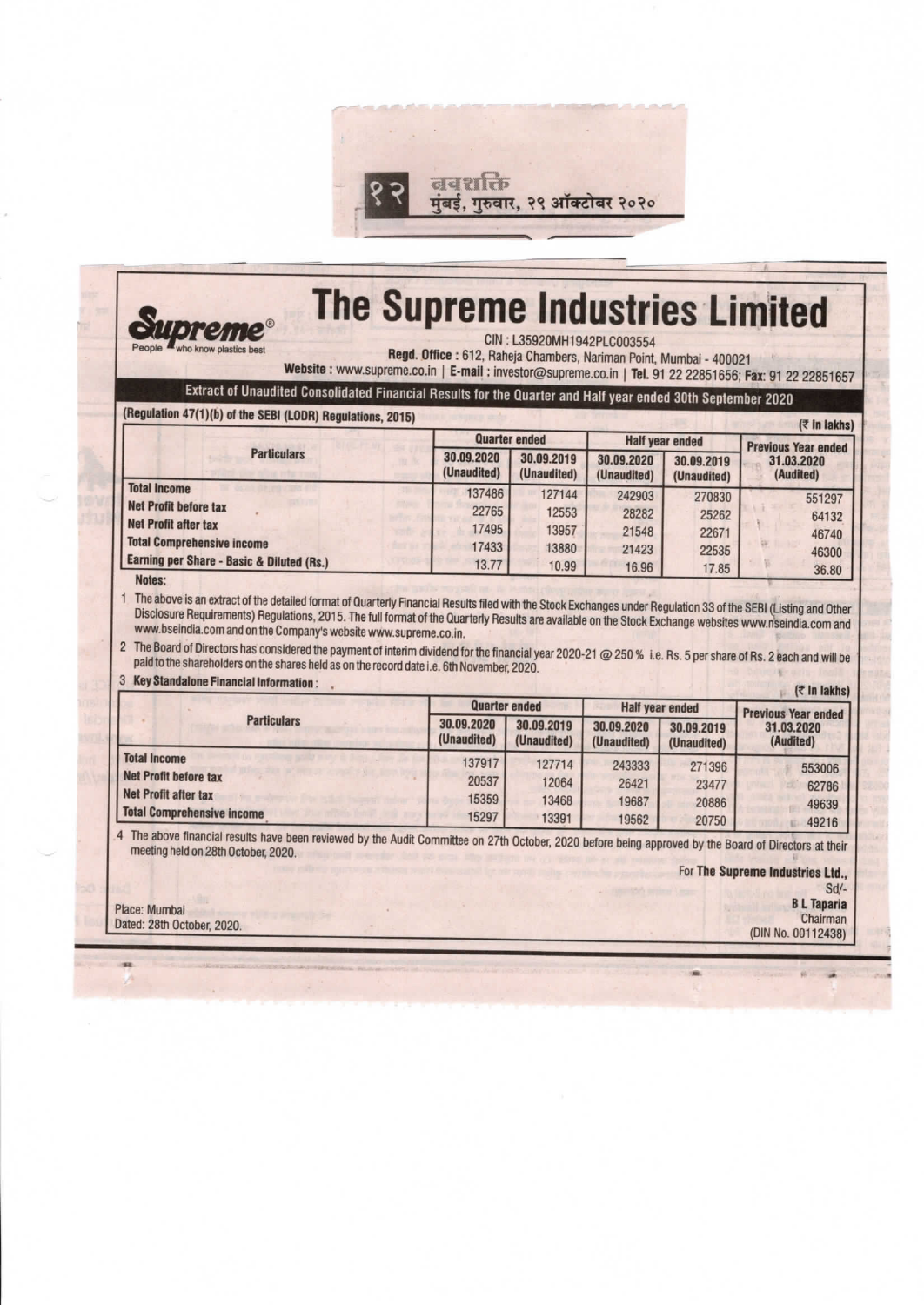१२ नवशक्ति मुंबई, गुरुवार, २९ ऑक्टोबर २०२०

# The Supreme Industries Limited

**Supreme®** People who know plastics best

CIN : L35920MH1942PLC003554

**Regd. Office :** 612, Raheja Chambers, Nariman Point, Mumbai - 400021

**Website :** www.supreme.co.in | **E-mail :** investor@supreme.co.in | **Tel.** 91 22 22851656; **Fax:** 91 22 22851657

## Extract of Unaudited Consolidated Financial Results for the Quarter and Half year ended 30th September 2020

**(Regulation 47(1)(b) of the SEBI (LODR) Regulations, 2015)**

(₹ In lakhs)

| Particulars | Quarter ended | | Half year ended | | Previous Year ended |
|---|---|---|---|---|---|
| | 30.09.2020 (Unaudited) | 30.09.2019 (Unaudited) | 30.09.2020 (Unaudited) | 30.09.2019 (Unaudited) | 31.03.2020 (Audited) |
| Total Income | 137486 | 127144 | 242903 | 270830 | 551297 |
| Net Profit before tax | 22765 | 12553 | 28282 | 25262 | 64132 |
| Net Profit after tax | 17495 | 13957 | 21548 | 22671 | 46740 |
| Total Comprehensive income | 17433 | 13880 | 21423 | 22535 | 46300 |
| Earning per Share - Basic & Diluted (Rs.) | 13.77 | 10.99 | 16.96 | 17.85 | 36.80 |

**Notes:**

1. The above is an extract of the detailed format of Quarterly Financial Results filed with the Stock Exchanges under Regulation 33 of the SEBI (Listing and Other Disclosure Requirements) Regulations, 2015. The full format of the Quarterly Results are available on the Stock Exchange websites www.nseindia.com and www.bseindia.com and on the Company's website www.supreme.co.in.
2. The Board of Directors has considered the payment of interim dividend for the financial year 2020-21 @ 250 % i.e. Rs. 5 per share of Rs. 2 each and will be paid to the shareholders on the shares held as on the record date i.e. 6th November, 2020.
3. **Key Standalone Financial Information :**

(₹ In lakhs)

| Particulars | Quarter ended | | Half year ended | | Previous Year ended |
|---|---|---|---|---|---|
| | 30.09.2020 (Unaudited) | 30.09.2019 (Unaudited) | 30.09.2020 (Unaudited) | 30.09.2019 (Unaudited) | 31.03.2020 (Audited) |
| Total Income | 137917 | 127714 | 243333 | 271396 | 553006 |
| Net Profit before tax | 20537 | 12064 | 26421 | 23477 | 62786 |
| Net Profit after tax | 15359 | 13468 | 19687 | 20886 | 49639 |
| Total Comprehensive income | 15297 | 13391 | 19562 | 20750 | 49216 |

4. The above financial results have been reviewed by the Audit Committee on 27th October, 2020 before being approved by the Board of Directors at their meeting held on 28th October, 2020.

For **The Supreme Industries Ltd.,**

Sd/-

**B L Taparia**

Chairman

(DIN No. 00112438)

Place: Mumbai

Dated: 28th October, 2020.